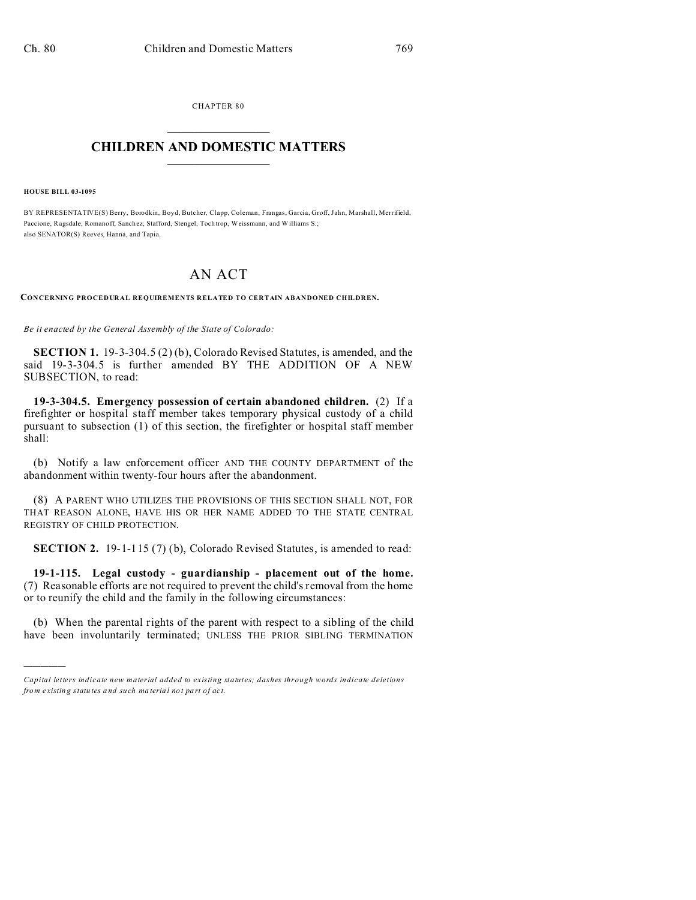CHAPTER 80

# CHILDREN AND DOMESTIC MATTERS

**HOUSE BILL 03-1095**

BY REPRESENTATIVE(S) Berry, Borodkin, Boyd, Butcher, Clapp, Coleman, Frangas, Garcia, Groff, Jahn, Marshall, Merrifield, Paccione, Ragsdale, Romanoff, Sanchez, Stafford, Stengel, Tochtrop, Weissmann, and Williams S.;
also SENATOR(S) Reeves, Hanna, and Tapia.

# AN ACT

**CONCERNING PROCEDURAL REQUIREMENTS RELATED TO CERTAIN ABANDONED CHILDREN.**

*Be it enacted by the General Assembly of the State of Colorado:*

**SECTION 1.** 19-3-304.5 (2) (b), Colorado Revised Statutes, is amended, and the said 19-3-304.5 is further amended BY THE ADDITION OF A NEW SUBSECTION, to read:

**19-3-304.5. Emergency possession of certain abandoned children.** (2) If a firefighter or hospital staff member takes temporary physical custody of a child pursuant to subsection (1) of this section, the firefighter or hospital staff member shall:

(b) Notify a law enforcement officer AND THE COUNTY DEPARTMENT of the abandonment within twenty-four hours after the abandonment.

(8) A PARENT WHO UTILIZES THE PROVISIONS OF THIS SECTION SHALL NOT, FOR THAT REASON ALONE, HAVE HIS OR HER NAME ADDED TO THE STATE CENTRAL REGISTRY OF CHILD PROTECTION.

**SECTION 2.** 19-1-115 (7) (b), Colorado Revised Statutes, is amended to read:

**19-1-115. Legal custody - guardianship - placement out of the home.** (7) Reasonable efforts are not required to prevent the child's removal from the home or to reunify the child and the family in the following circumstances:

(b) When the parental rights of the parent with respect to a sibling of the child have been involuntarily terminated; UNLESS THE PRIOR SIBLING TERMINATION

---

*Capital letters indicate new material added to existing statutes; dashes through words indicate deletions from existing statutes and such material not part of act.*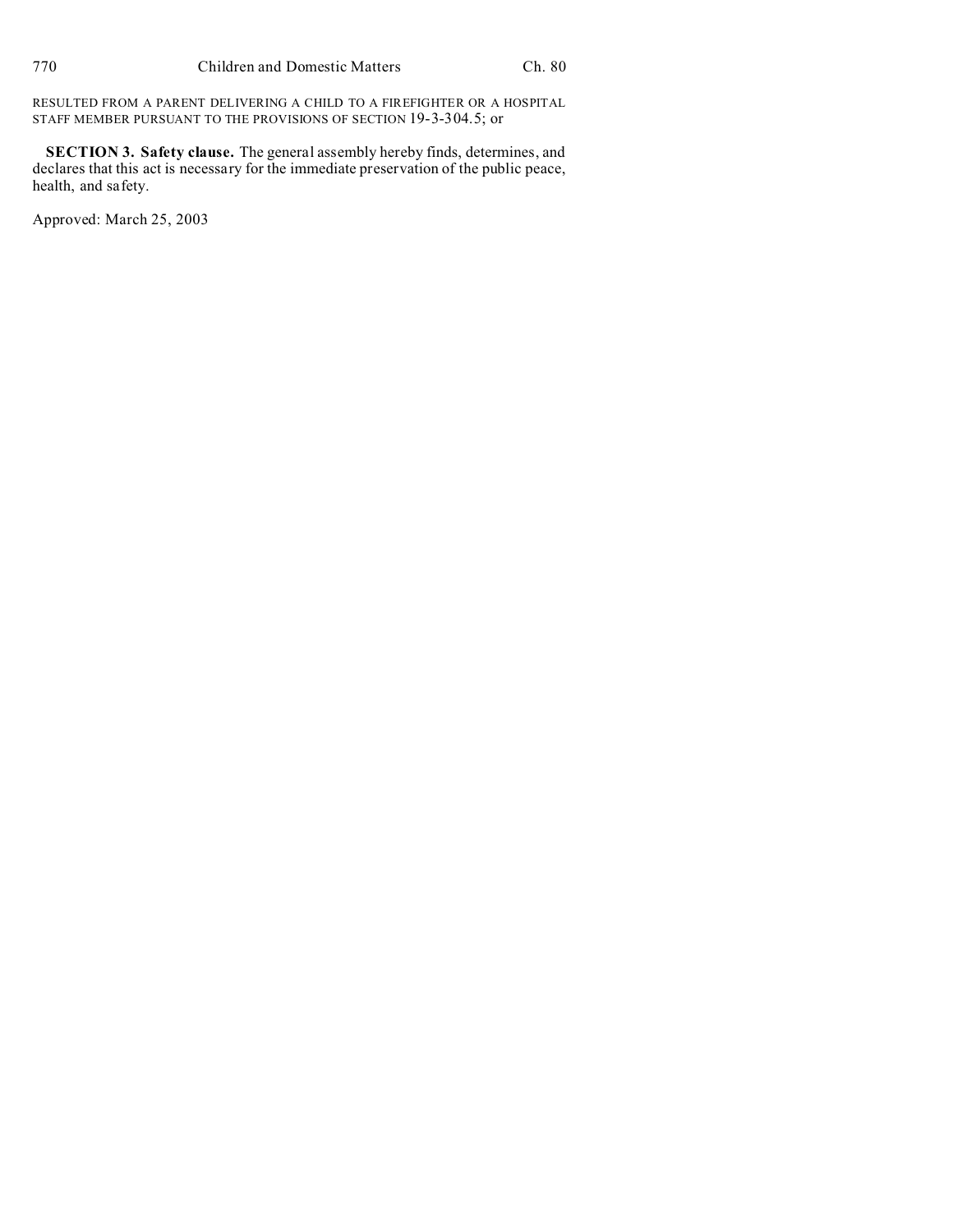RESULTED FROM A PARENT DELIVERING A CHILD TO A FIREFIGHTER OR A HOSPITAL STAFF MEMBER PURSUANT TO THE PROVISIONS OF SECTION 19-3-304.5; or

**SECTION 3. Safety clause.** The general assembly hereby finds, determines, and declares that this act is necessary for the immediate preservation of the public peace, health, and safety.

Approved: March 25, 2003